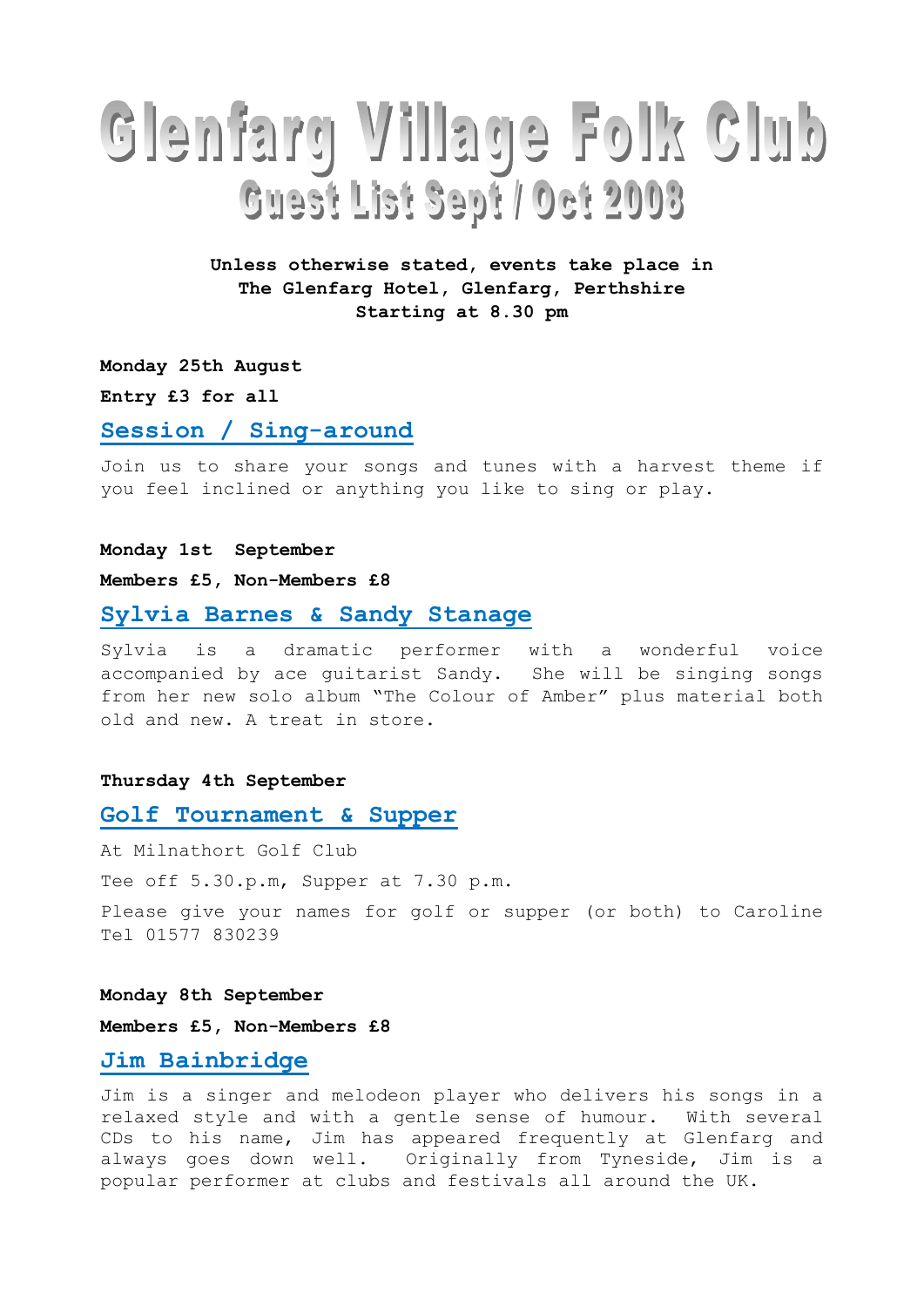# Glenfarg Village Folk Club

## Guest List Sept / Oct 2008

**Unless otherwise stated, events take place in The Glenfarg Hotel, Glenfarg, Perthshire Starting at 8.30 pm**

**Monday 25th August**

**Entry £3 for all**

### Session / Sing-around

Join us to share your songs and tunes with a harvest theme if you feel inclined or anything you like to sing or play.

**Monday 1st September**

**Members £5, Non-Members £8**

### Sylvia Barnes & Sandy Stanage

Sylvia is a dramatic performer with a wonderful voice accompanied by ace guitarist Sandy. She will be singing songs from her new solo album "The Colour of Amber" plus material both old and new. A treat in store.

**Thursday 4th September**

### Golf Tournament & Supper

At Milnathort Golf Club

Tee off 5.30.p.m, Supper at 7.30 p.m.

Please give your names for golf or supper (or both) to Caroline Tel 01577 830239

**Monday 8th September**

**Members £5, Non-Members £8**

### Jim Bainbridge

Jim is a singer and melodeon player who delivers his songs in a relaxed style and with a gentle sense of humour. With several CDs to his name, Jim has appeared frequently at Glenfarg and always goes down well. Originally from Tyneside, Jim is a popular performer at clubs and festivals all around the UK.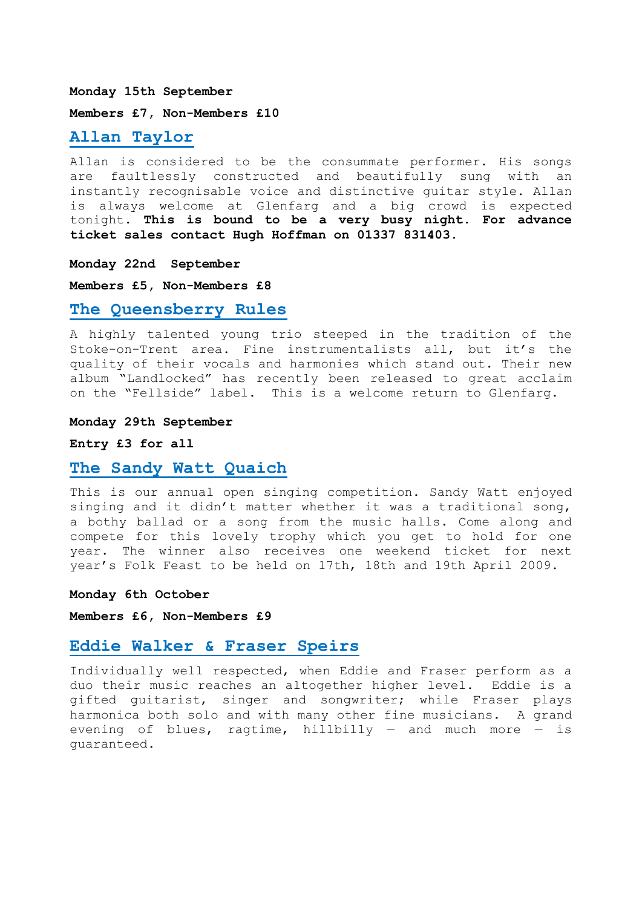**Monday 15th September**

**Members £7, Non-Members £10**

## Allan Taylor

Allan is considered to be the consummate performer. His songs are faultlessly constructed and beautifully sung with an instantly recognisable voice and distinctive guitar style. Allan is always welcome at Glenfarg and a big crowd is expected tonight. **This is bound to be a very busy night. For advance ticket sales contact Hugh Hoffman on 01337 831403.**

**Monday 22nd September**

**Members £5, Non-Members £8**

## The Queensberry Rules

A highly talented young trio steeped in the tradition of the Stoke-on-Trent area. Fine instrumentalists all, but it's the quality of their vocals and harmonies which stand out. Their new album "Landlocked" has recently been released to great acclaim on the "Fellside" label. This is a welcome return to Glenfarg.

**Monday 29th September**

**Entry £3 for all**

## The Sandy Watt Quaich

This is our annual open singing competition. Sandy Watt enjoyed singing and it didn't matter whether it was a traditional song, a bothy ballad or a song from the music halls. Come along and compete for this lovely trophy which you get to hold for one year. The winner also receives one weekend ticket for next year's Folk Feast to be held on 17th, 18th and 19th April 2009.

**Monday 6th October**

**Members £6, Non-Members £9**

## Eddie Walker & Fraser Speirs

Individually well respected, when Eddie and Fraser perform as a duo their music reaches an altogether higher level. Eddie is a gifted guitarist, singer and songwriter; while Fraser plays harmonica both solo and with many other fine musicians. A grand evening of blues, ragtime, hillbilly — and much more — is guaranteed.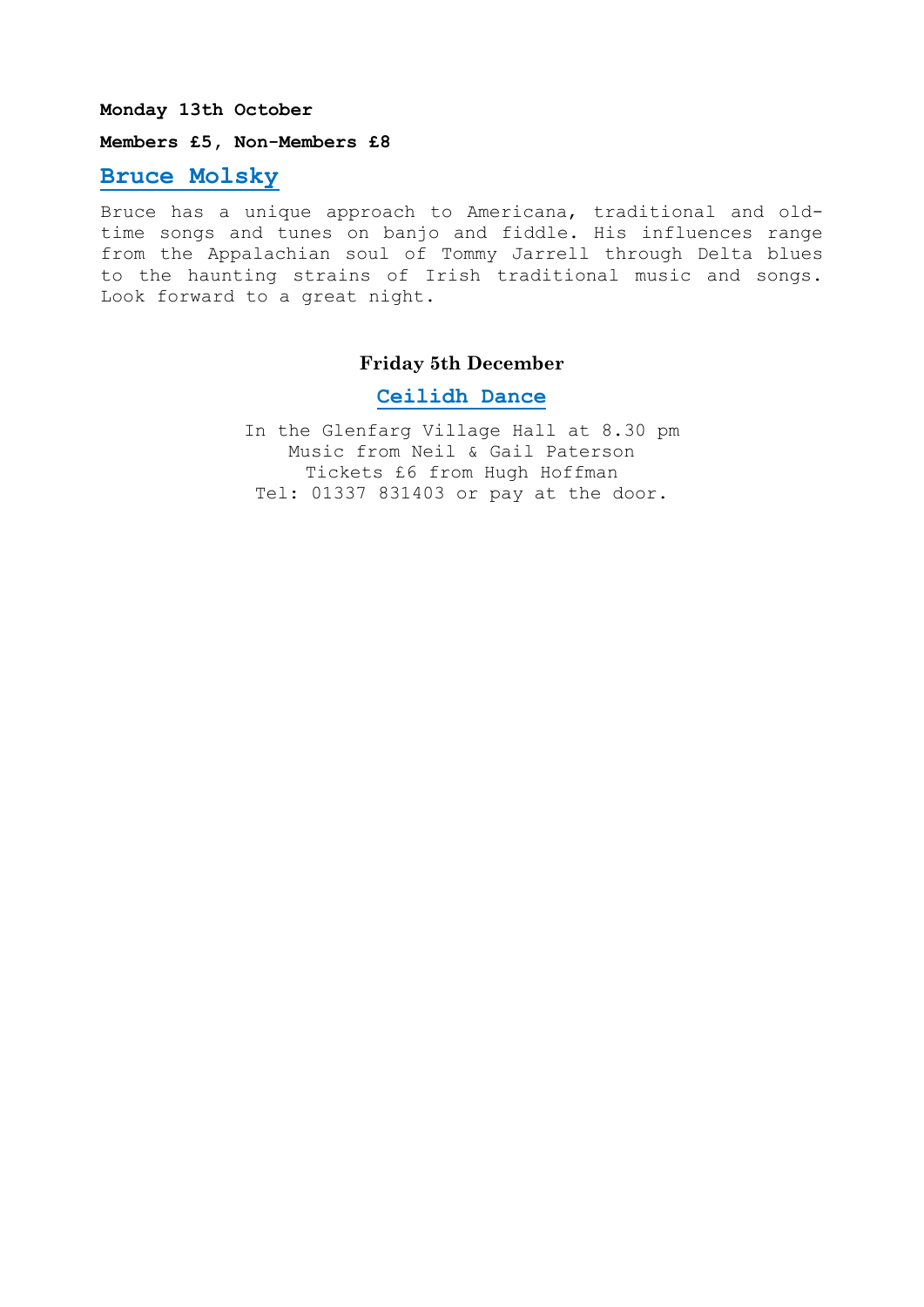**Monday 13th October**

**Members £5, Non-Members £8**

## Bruce Molsky

Bruce has a unique approach to Americana, traditional and old-time songs and tunes on banjo and fiddle. His influences range from the Appalachian soul of Tommy Jarrell through Delta blues to the haunting strains of Irish traditional music and songs. Look forward to a great night.

**Friday 5th December**

## Ceilidh Dance

In the Glenfarg Village Hall at 8.30 pm
Music from Neil & Gail Paterson
Tickets £6 from Hugh Hoffman
Tel: 01337 831403 or pay at the door.